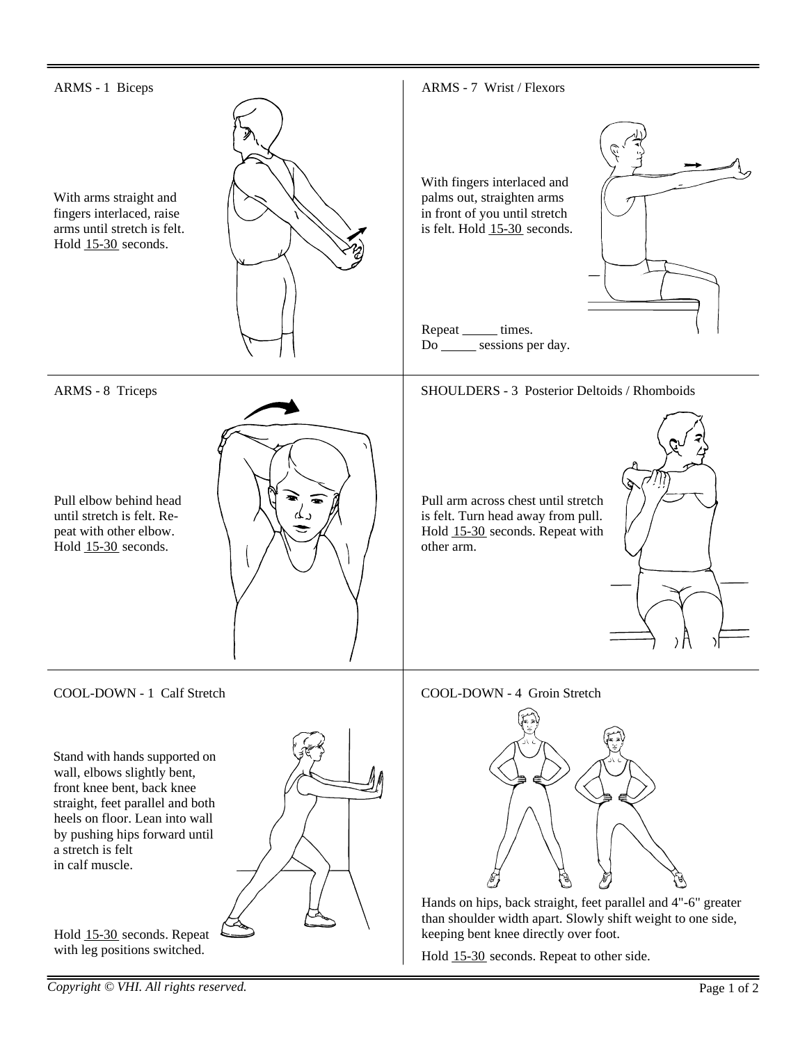## ARMS - 1 Biceps

With arms straight and fingers interlaced, raise arms until stretch is felt. Hold 15-30 seconds.

## ARMS - 7 Wrist / Flexors

With fingers interlaced and palms out, straighten arms in front of you until stretch is felt. Hold 15-30 seconds.

Repeat _____ times.
Do _____ sessions per day.

## ARMS - 8 Triceps

Pull elbow behind head until stretch is felt. Repeat with other elbow. Hold 15-30 seconds.

## SHOULDERS - 3 Posterior Deltoids / Rhomboids

Pull arm across chest until stretch is felt. Turn head away from pull. Hold 15-30 seconds. Repeat with other arm.

## COOL-DOWN - 1 Calf Stretch

Stand with hands supported on wall, elbows slightly bent, front knee bent, back knee straight, feet parallel and both heels on floor. Lean into wall by pushing hips forward until a stretch is felt in calf muscle.

Hold 15-30 seconds. Repeat with leg positions switched.

## COOL-DOWN - 4 Groin Stretch

Hands on hips, back straight, feet parallel and 4"-6" greater than shoulder width apart. Slowly shift weight to one side, keeping bent knee directly over foot.

Hold 15-30 seconds. Repeat to other side.

*Copyright © VHI. All rights reserved.*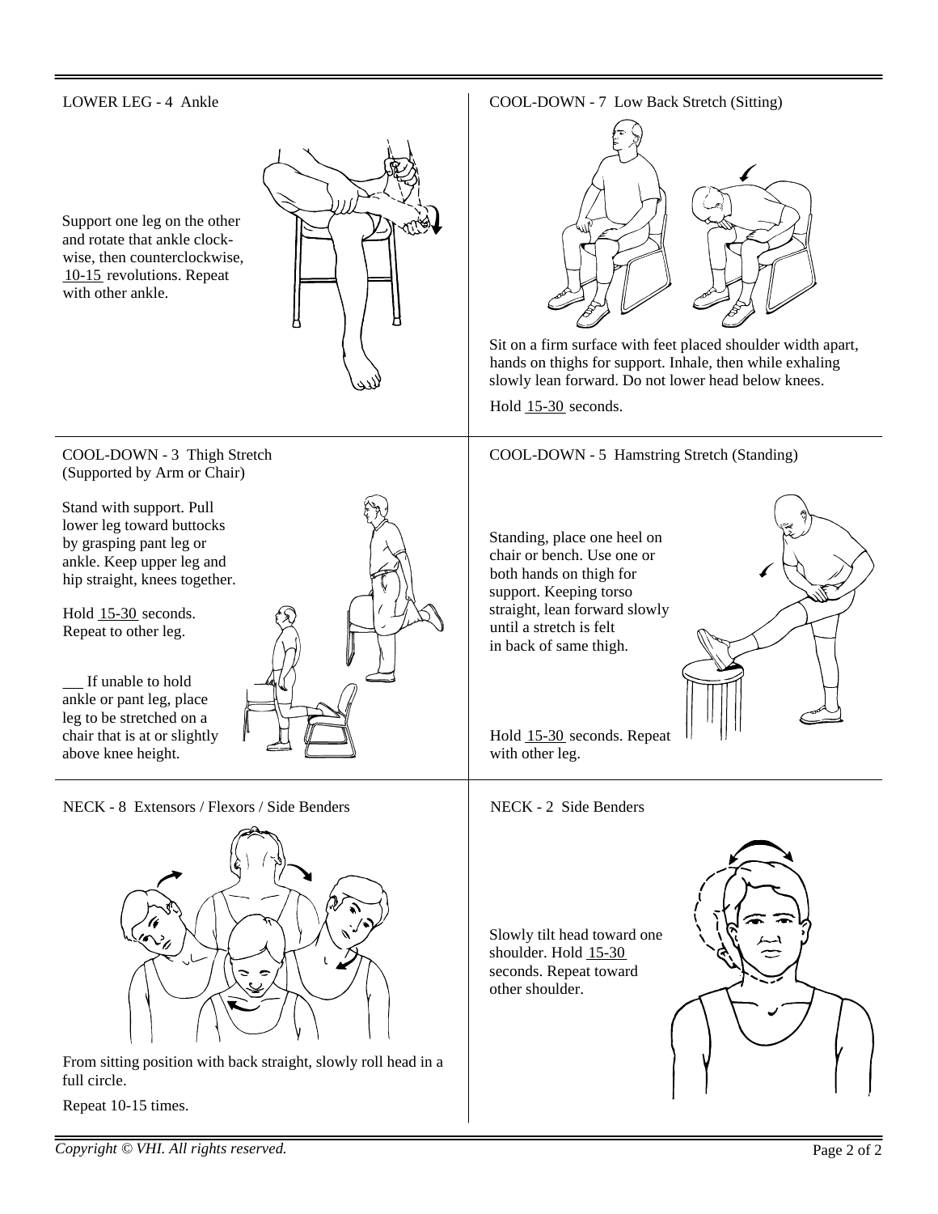## LOWER LEG - 4 Ankle

Support one leg on the other and rotate that ankle clockwise, then counterclockwise, 10-15 revolutions. Repeat with other ankle.

## COOL-DOWN - 7 Low Back Stretch (Sitting)

Sit on a firm surface with feet placed shoulder width apart, hands on thighs for support. Inhale, then while exhaling slowly lean forward. Do not lower head below knees.

Hold 15-30 seconds.

## COOL-DOWN - 3 Thigh Stretch (Supported by Arm or Chair)

Stand with support. Pull lower leg toward buttocks by grasping pant leg or ankle. Keep upper leg and hip straight, knees together.

Hold 15-30 seconds. Repeat to other leg.

___ If unable to hold ankle or pant leg, place leg to be stretched on a chair that is at or slightly above knee height.

## COOL-DOWN - 5 Hamstring Stretch (Standing)

Standing, place one heel on chair or bench. Use one or both hands on thigh for support. Keeping torso straight, lean forward slowly until a stretch is felt in back of same thigh.

Hold 15-30 seconds. Repeat with other leg.

## NECK - 8 Extensors / Flexors / Side Benders

From sitting position with back straight, slowly roll head in a full circle.

Repeat 10-15 times.

## NECK - 2 Side Benders

Slowly tilt head toward one shoulder. Hold 15-30 seconds. Repeat toward other shoulder.

*Copyright © VHI. All rights reserved.*